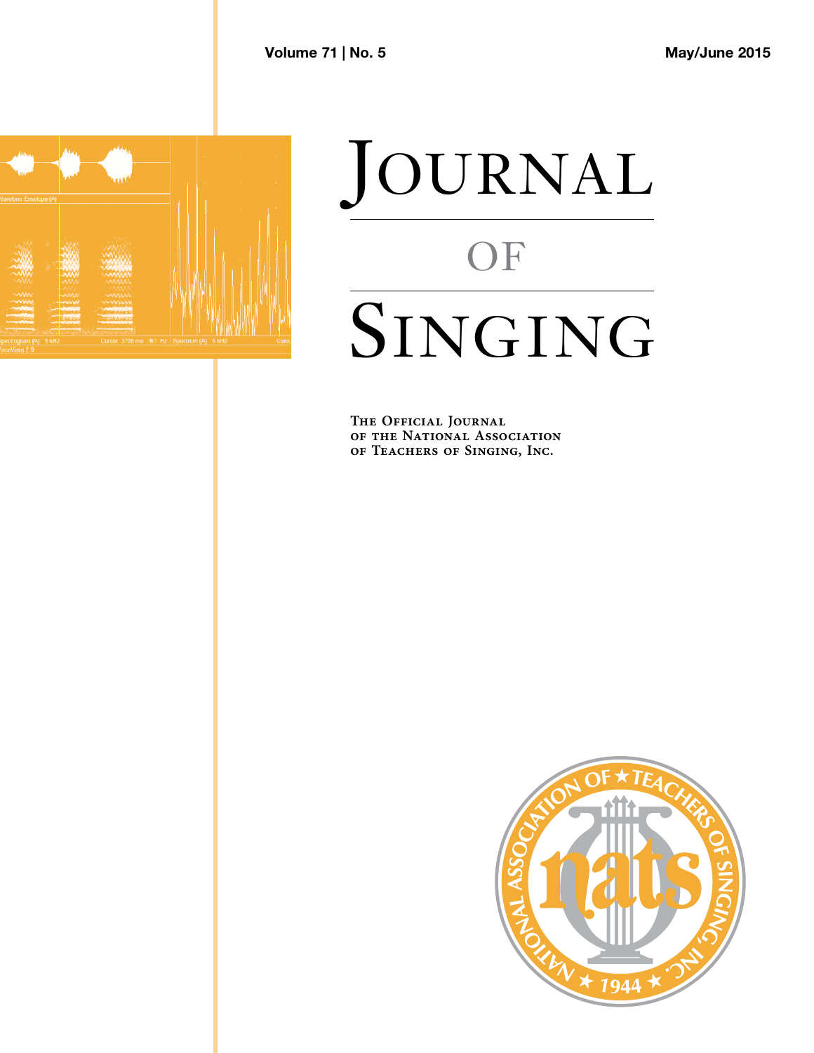Volume 71 | No. 5

May/June 2015

# Journal of Singing

**The Official Journal of the National Association of Teachers of Singing, Inc.**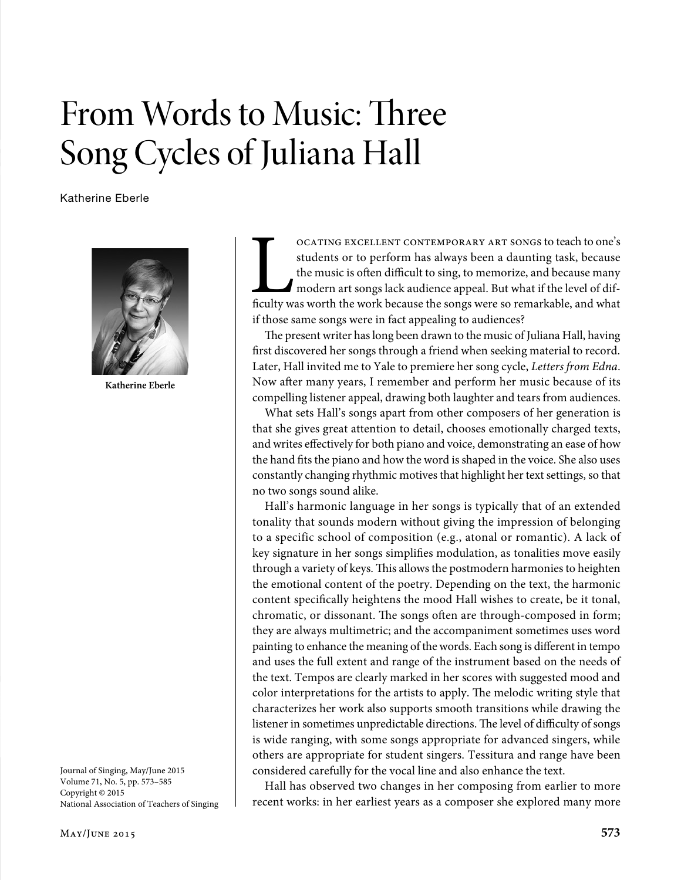# From Words to Music: Three Song Cycles of Juliana Hall

Katherine Eberle

**Katherine Eberle**

Journal of Singing, May/June 2015
Volume 71, No. 5, pp. 573–585
Copyright © 2015
National Association of Teachers of Singing

Locating excellent contemporary art songs to teach to one's students or to perform has always been a daunting task, because the music is often difficult to sing, to memorize, and because many modern art songs lack audience appeal. But what if the level of difficulty was worth the work because the songs were so remarkable, and what if those same songs were in fact appealing to audiences?

The present writer has long been drawn to the music of Juliana Hall, having first discovered her songs through a friend when seeking material to record. Later, Hall invited me to Yale to premiere her song cycle, *Letters from Edna*. Now after many years, I remember and perform her music because of its compelling listener appeal, drawing both laughter and tears from audiences.

What sets Hall's songs apart from other composers of her generation is that she gives great attention to detail, chooses emotionally charged texts, and writes effectively for both piano and voice, demonstrating an ease of how the hand fits the piano and how the word is shaped in the voice. She also uses constantly changing rhythmic motives that highlight her text settings, so that no two songs sound alike.

Hall's harmonic language in her songs is typically that of an extended tonality that sounds modern without giving the impression of belonging to a specific school of composition (e.g., atonal or romantic). A lack of key signature in her songs simplifies modulation, as tonalities move easily through a variety of keys. This allows the postmodern harmonies to heighten the emotional content of the poetry. Depending on the text, the harmonic content specifically heightens the mood Hall wishes to create, be it tonal, chromatic, or dissonant. The songs often are through-composed in form; they are always multimetric; and the accompaniment sometimes uses word painting to enhance the meaning of the words. Each song is different in tempo and uses the full extent and range of the instrument based on the needs of the text. Tempos are clearly marked in her scores with suggested mood and color interpretations for the artists to apply. The melodic writing style that characterizes her work also supports smooth transitions while drawing the listener in sometimes unpredictable directions. The level of difficulty of songs is wide ranging, with some songs appropriate for advanced singers, while others are appropriate for student singers. Tessitura and range have been considered carefully for the vocal line and also enhance the text.

Hall has observed two changes in her composing from earlier to more recent works: in her earliest years as a composer she explored many more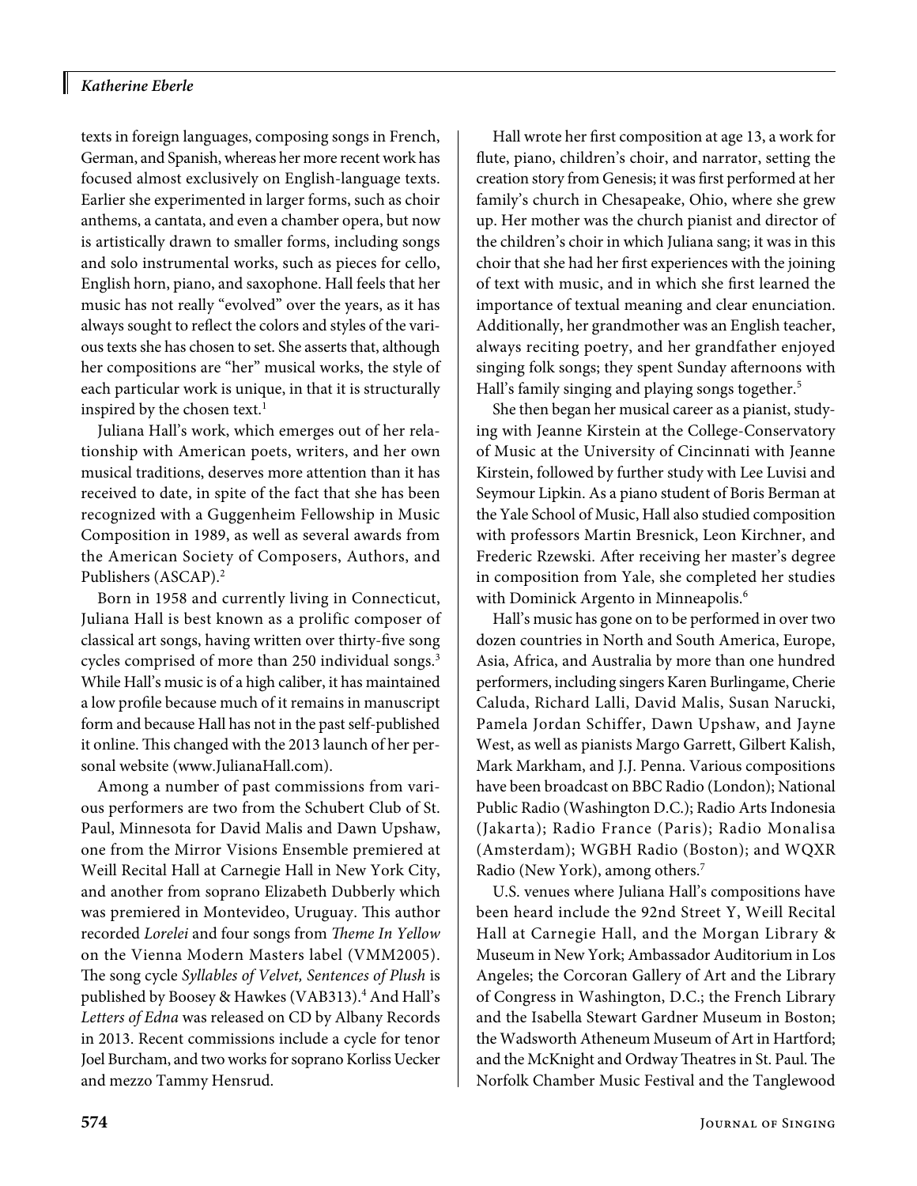texts in foreign languages, composing songs in French, German, and Spanish, whereas her more recent work has focused almost exclusively on English-language texts. Earlier she experimented in larger forms, such as choir anthems, a cantata, and even a chamber opera, but now is artistically drawn to smaller forms, including songs and solo instrumental works, such as pieces for cello, English horn, piano, and saxophone. Hall feels that her music has not really "evolved" over the years, as it has always sought to reflect the colors and styles of the various texts she has chosen to set. She asserts that, although her compositions are "her" musical works, the style of each particular work is unique, in that it is structurally inspired by the chosen text.[1]

Juliana Hall's work, which emerges out of her relationship with American poets, writers, and her own musical traditions, deserves more attention than it has received to date, in spite of the fact that she has been recognized with a Guggenheim Fellowship in Music Composition in 1989, as well as several awards from the American Society of Composers, Authors, and Publishers (ASCAP).[2]

Born in 1958 and currently living in Connecticut, Juliana Hall is best known as a prolific composer of classical art songs, having written over thirty-five song cycles comprised of more than 250 individual songs.[3] While Hall's music is of a high caliber, it has maintained a low profile because much of it remains in manuscript form and because Hall has not in the past self-published it online. This changed with the 2013 launch of her personal website (www.JulianaHall.com).

Among a number of past commissions from various performers are two from the Schubert Club of St. Paul, Minnesota for David Malis and Dawn Upshaw, one from the Mirror Visions Ensemble premiered at Weill Recital Hall at Carnegie Hall in New York City, and another from soprano Elizabeth Dubberly which was premiered in Montevideo, Uruguay. This author recorded *Lorelei* and four songs from *Theme In Yellow* on the Vienna Modern Masters label (VMM2005). The song cycle *Syllables of Velvet, Sentences of Plush* is published by Boosey & Hawkes (VAB313).[4] And Hall's *Letters of Edna* was released on CD by Albany Records in 2013. Recent commissions include a cycle for tenor Joel Burcham, and two works for soprano Korliss Uecker and mezzo Tammy Hensrud.

Hall wrote her first composition at age 13, a work for flute, piano, children's choir, and narrator, setting the creation story from Genesis; it was first performed at her family's church in Chesapeake, Ohio, where she grew up. Her mother was the church pianist and director of the children's choir in which Juliana sang; it was in this choir that she had her first experiences with the joining of text with music, and in which she first learned the importance of textual meaning and clear enunciation. Additionally, her grandmother was an English teacher, always reciting poetry, and her grandfather enjoyed singing folk songs; they spent Sunday afternoons with Hall's family singing and playing songs together.[5]

She then began her musical career as a pianist, studying with Jeanne Kirstein at the College-Conservatory of Music at the University of Cincinnati with Jeanne Kirstein, followed by further study with Lee Luvisi and Seymour Lipkin. As a piano student of Boris Berman at the Yale School of Music, Hall also studied composition with professors Martin Bresnick, Leon Kirchner, and Frederic Rzewski. After receiving her master's degree in composition from Yale, she completed her studies with Dominick Argento in Minneapolis.[6]

Hall's music has gone on to be performed in over two dozen countries in North and South America, Europe, Asia, Africa, and Australia by more than one hundred performers, including singers Karen Burlingame, Cherie Caluda, Richard Lalli, David Malis, Susan Narucki, Pamela Jordan Schiffer, Dawn Upshaw, and Jayne West, as well as pianists Margo Garrett, Gilbert Kalish, Mark Markham, and J.J. Penna. Various compositions have been broadcast on BBC Radio (London); National Public Radio (Washington D.C.); Radio Arts Indonesia (Jakarta); Radio France (Paris); Radio Monalisa (Amsterdam); WGBH Radio (Boston); and WQXR Radio (New York), among others.[7]

U.S. venues where Juliana Hall's compositions have been heard include the 92nd Street Y, Weill Recital Hall at Carnegie Hall, and the Morgan Library & Museum in New York; Ambassador Auditorium in Los Angeles; the Corcoran Gallery of Art and the Library of Congress in Washington, D.C.; the French Library and the Isabella Stewart Gardner Museum in Boston; the Wadsworth Atheneum Museum of Art in Hartford; and the McKnight and Ordway Theatres in St. Paul. The Norfolk Chamber Music Festival and the Tanglewood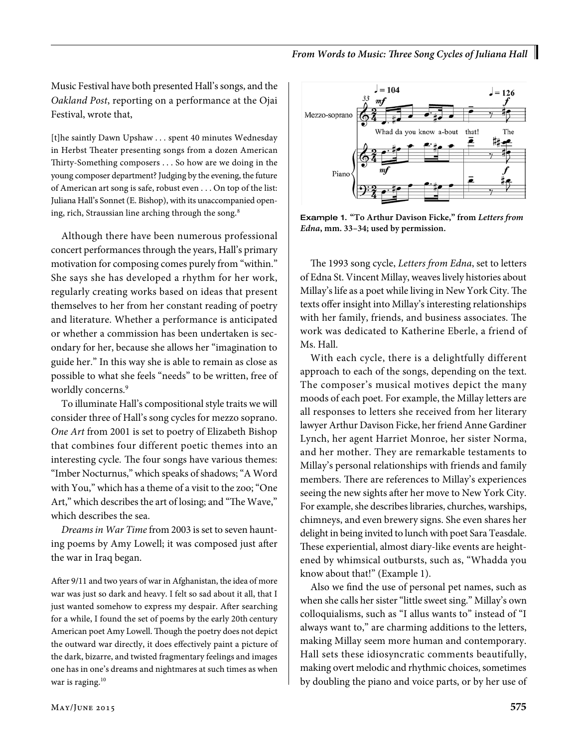Music Festival have both presented Hall's songs, and the *Oakland Post*, reporting on a performance at the Ojai Festival, wrote that,

> [t]he saintly Dawn Upshaw . . . spent 40 minutes Wednesday in Herbst Theater presenting songs from a dozen American Thirty-Something composers . . . So how are we doing in the young composer department? Judging by the evening, the future of American art song is safe, robust even . . . On top of the list: Juliana Hall's Sonnet (E. Bishop), with its unaccompanied opening, rich, Straussian line arching through the song.[8]

Although there have been numerous professional concert performances through the years, Hall's primary motivation for composing comes purely from "within." She says she has developed a rhythm for her work, regularly creating works based on ideas that present themselves to her from her constant reading of poetry and literature. Whether a performance is anticipated or whether a commission has been undertaken is secondary for her, because she allows her "imagination to guide her." In this way she is able to remain as close as possible to what she feels "needs" to be written, free of worldly concerns.[9]

To illuminate Hall's compositional style traits we will consider three of Hall's song cycles for mezzo soprano. *One Art* from 2001 is set to poetry of Elizabeth Bishop that combines four different poetic themes into an interesting cycle. The four songs have various themes: "Imber Nocturnus," which speaks of shadows; "A Word with You," which has a theme of a visit to the zoo; "One Art," which describes the art of losing; and "The Wave," which describes the sea.

*Dreams in War Time* from 2003 is set to seven haunting poems by Amy Lowell; it was composed just after the war in Iraq began.

> After 9/11 and two years of war in Afghanistan, the idea of more war was just so dark and heavy. I felt so sad about it all, that I just wanted somehow to express my despair. After searching for a while, I found the set of poems by the early 20th century American poet Amy Lowell. Though the poetry does not depict the outward war directly, it does effectively paint a picture of the dark, bizarre, and twisted fragmentary feelings and images one has in one's dreams and nightmares at such times as when war is raging.[10]

**Example 1. "To Arthur Davison Ficke," from *Letters from Edna*, mm. 33–34; used by permission.**

The 1993 song cycle, *Letters from Edna*, set to letters of Edna St. Vincent Millay, weaves lively histories about Millay's life as a poet while living in New York City. The texts offer insight into Millay's interesting relationships with her family, friends, and business associates. The work was dedicated to Katherine Eberle, a friend of Ms. Hall.

With each cycle, there is a delightfully different approach to each of the songs, depending on the text. The composer's musical motives depict the many moods of each poet. For example, the Millay letters are all responses to letters she received from her literary lawyer Arthur Davison Ficke, her friend Anne Gardiner Lynch, her agent Harriet Monroe, her sister Norma, and her mother. They are remarkable testaments to Millay's personal relationships with friends and family members. There are references to Millay's experiences seeing the new sights after her move to New York City. For example, she describes libraries, churches, warships, chimneys, and even brewery signs. She even shares her delight in being invited to lunch with poet Sara Teasdale. These experiential, almost diary-like events are heightened by whimsical outbursts, such as, "Whadda you know about that!" (Example 1).

Also we find the use of personal pet names, such as when she calls her sister "little sweet sing." Millay's own colloquialisms, such as "I allus wants to" instead of "I always want to," are charming additions to the letters, making Millay seem more human and contemporary. Hall sets these idiosyncratic comments beautifully, making overt melodic and rhythmic choices, sometimes by doubling the piano and voice parts, or by her use of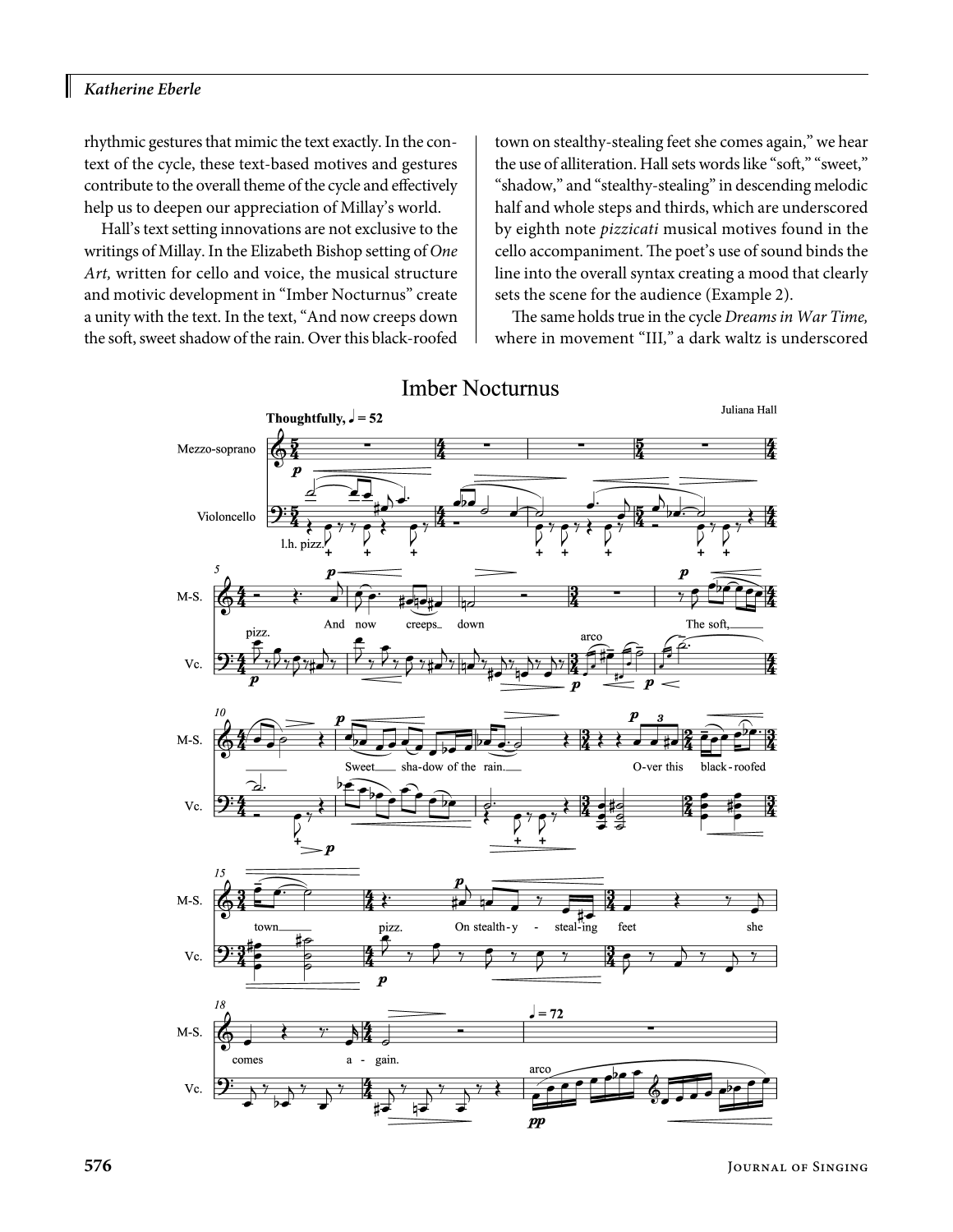rhythmic gestures that mimic the text exactly. In the context of the cycle, these text-based motives and gestures contribute to the overall theme of the cycle and effectively help us to deepen our appreciation of Millay's world.

Hall's text setting innovations are not exclusive to the writings of Millay. In the Elizabeth Bishop setting of *One Art,* written for cello and voice, the musical structure and motivic development in "Imber Nocturnus" create a unity with the text. In the text, "And now creeps down the soft, sweet shadow of the rain. Over this black-roofed town on stealthy-stealing feet she comes again," we hear the use of alliteration. Hall sets words like "soft," "sweet," "shadow," and "stealthy-stealing" in descending melodic half and whole steps and thirds, which are underscored by eighth note *pizzicati* musical motives found in the cello accompaniment. The poet's use of sound binds the line into the overall syntax creating a mood that clearly sets the scene for the audience (Example 2).

The same holds true in the cycle *Dreams in War Time,* where in movement "III," a dark waltz is underscored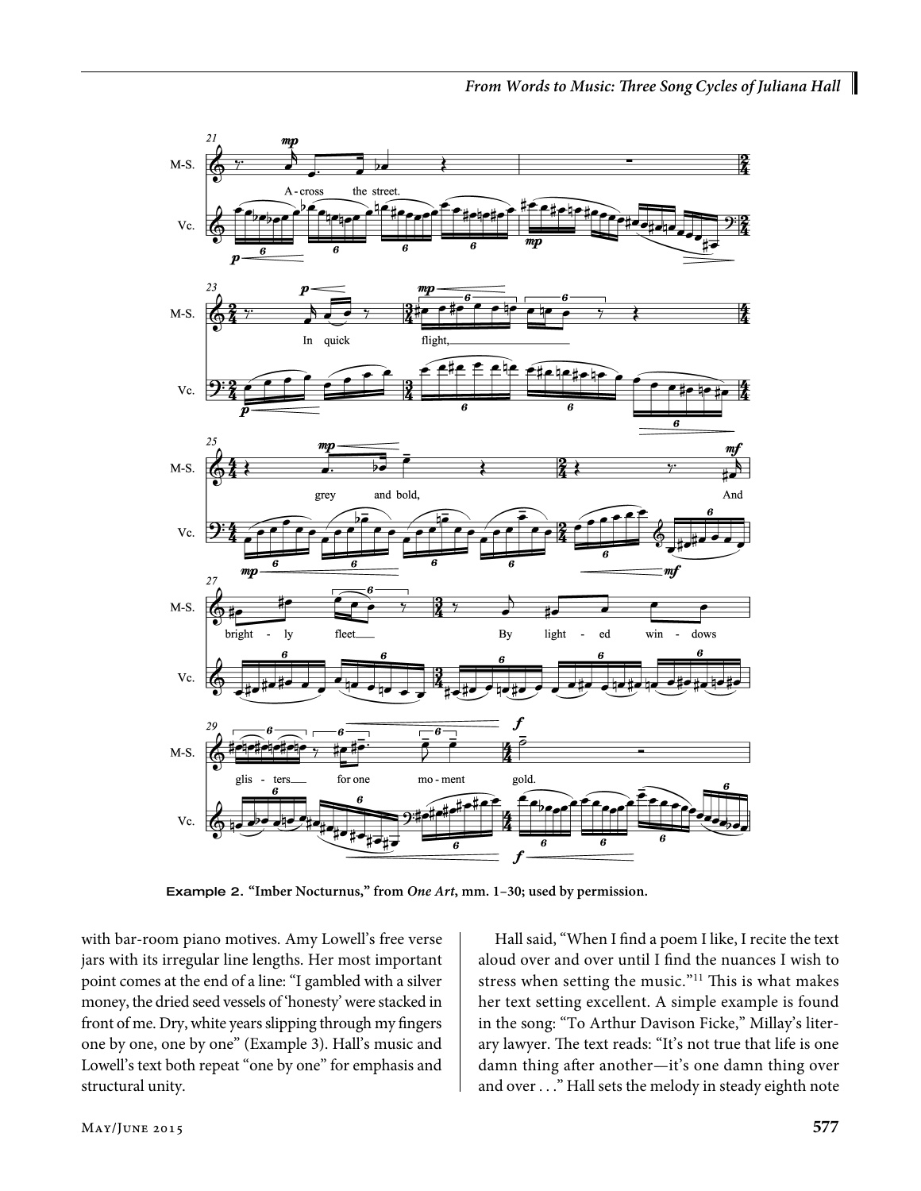Example 2. "Imber Nocturnus," from *One Art*, mm. 1–30; used by permission.

with bar-room piano motives. Amy Lowell's free verse jars with its irregular line lengths. Her most important point comes at the end of a line: "I gambled with a silver money, the dried seed vessels of 'honesty' were stacked in front of me. Dry, white years slipping through my fingers one by one, one by one" (Example 3). Hall's music and Lowell's text both repeat "one by one" for emphasis and structural unity.

Hall said, "When I find a poem I like, I recite the text aloud over and over until I find the nuances I wish to stress when setting the music."[11] This is what makes her text setting excellent. A simple example is found in the song: "To Arthur Davison Ficke," Millay's literary lawyer. The text reads: "It's not true that life is one damn thing after another—it's one damn thing over and over . . ." Hall sets the melody in steady eighth note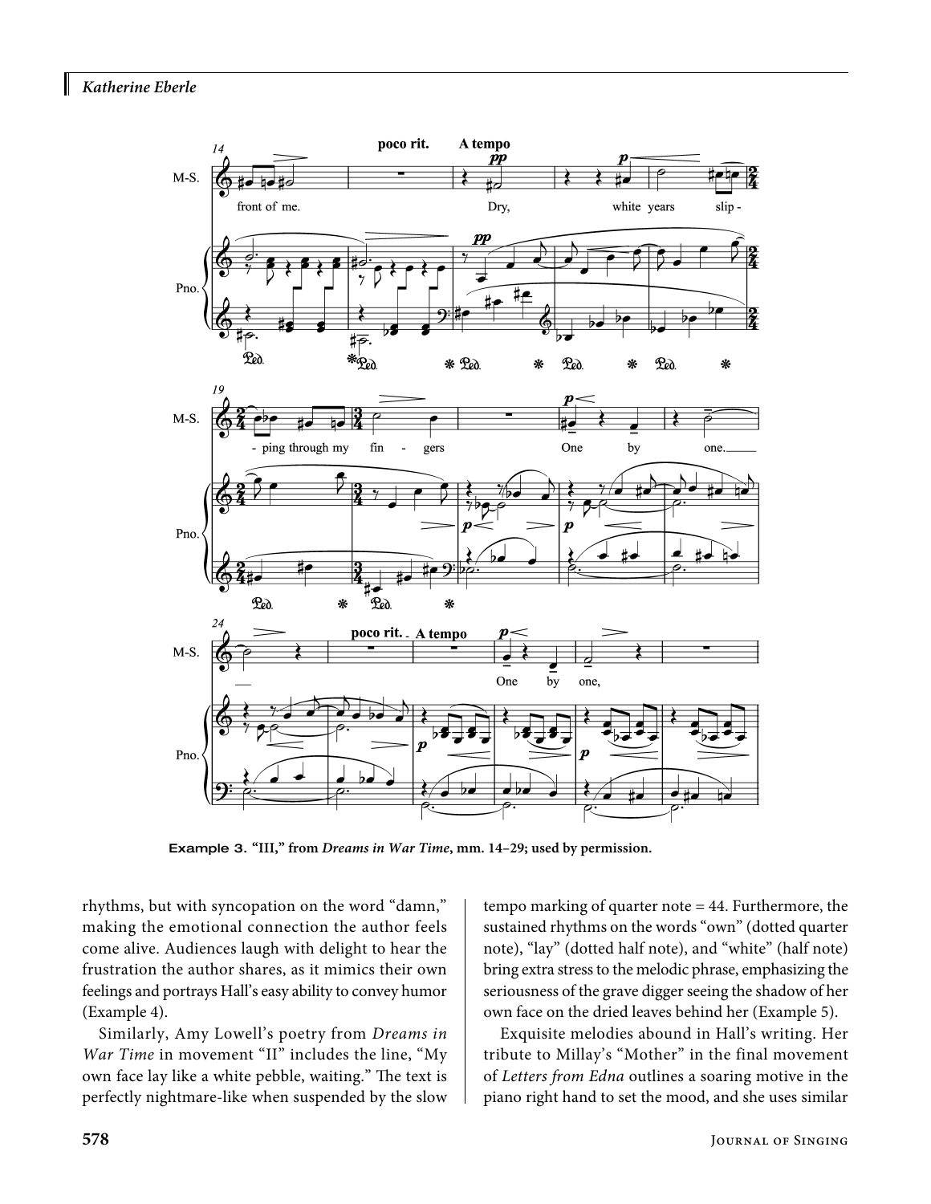Example 3. "III," from *Dreams in War Time*, mm. 14–29; used by permission.

rhythms, but with syncopation on the word "damn," making the emotional connection the author feels come alive. Audiences laugh with delight to hear the frustration the author shares, as it mimics their own feelings and portrays Hall's easy ability to convey humor (Example 4).

Similarly, Amy Lowell's poetry from *Dreams in War Time* in movement "II" includes the line, "My own face lay like a white pebble, waiting." The text is perfectly nightmare-like when suspended by the slow tempo marking of quarter note = 44. Furthermore, the sustained rhythms on the words "own" (dotted quarter note), "lay" (dotted half note), and "white" (half note) bring extra stress to the melodic phrase, emphasizing the seriousness of the grave digger seeing the shadow of her own face on the dried leaves behind her (Example 5).

Exquisite melodies abound in Hall's writing. Her tribute to Millay's "Mother" in the final movement of *Letters from Edna* outlines a soaring motive in the piano right hand to set the mood, and she uses similar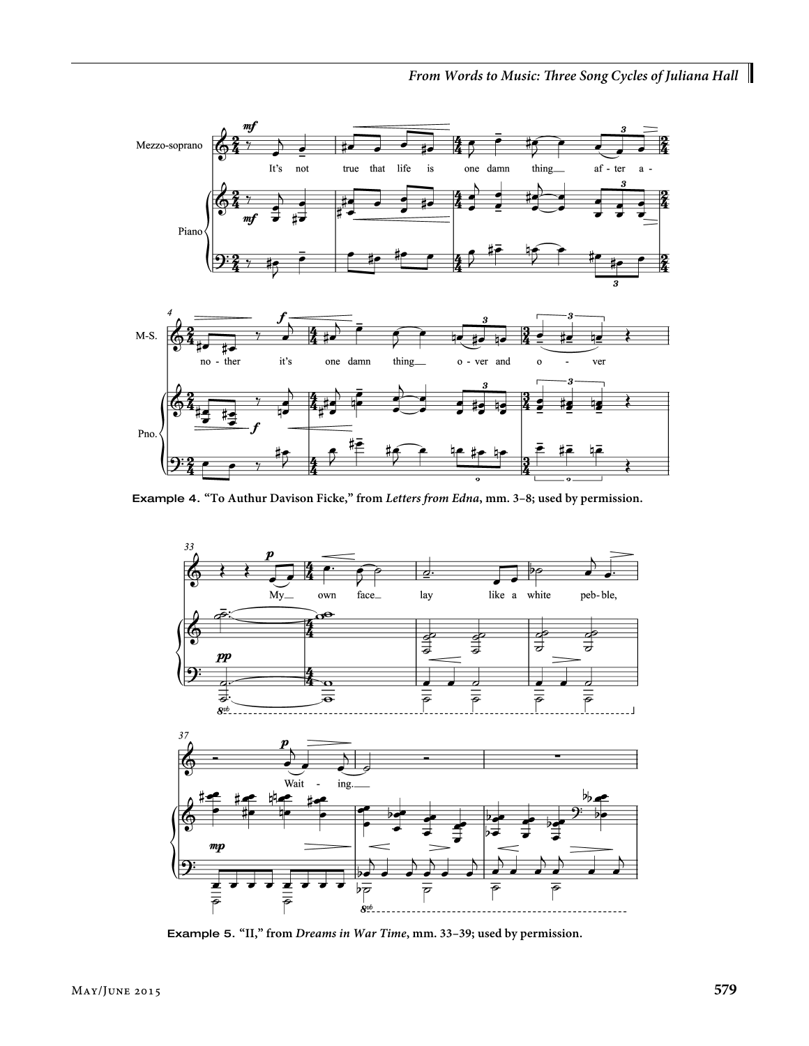Example 4. "To Authur Davison Ficke," from *Letters from Edna*, mm. 3–8; used by permission.

Example 5. "II," from *Dreams in War Time*, mm. 33–39; used by permission.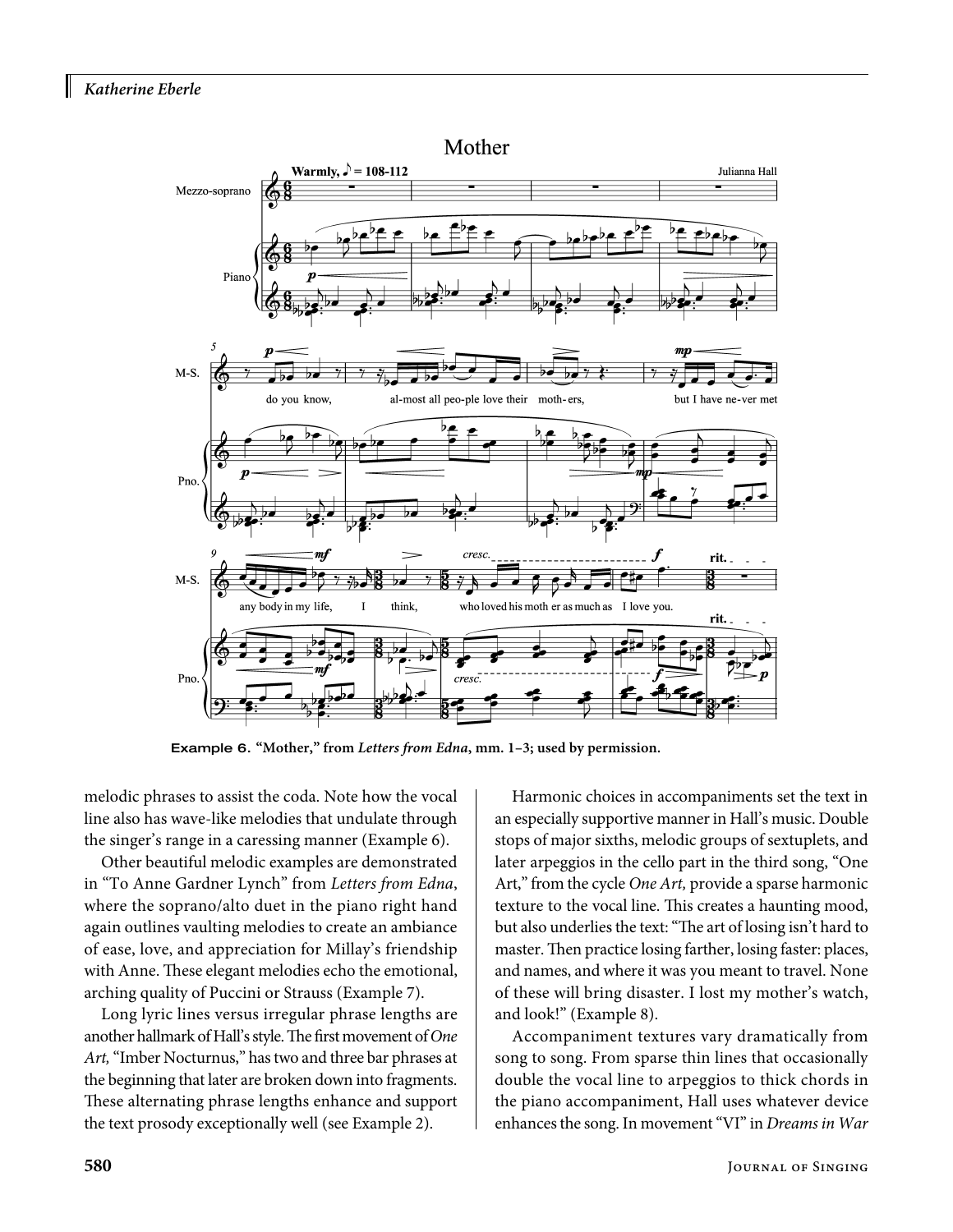Example 6. **"Mother," from *Letters from Edna*, mm. 1–3; used by permission.**

melodic phrases to assist the coda. Note how the vocal line also has wave-like melodies that undulate through the singer's range in a caressing manner (Example 6).

Other beautiful melodic examples are demonstrated in "To Anne Gardner Lynch" from *Letters from Edna*, where the soprano/alto duet in the piano right hand again outlines vaulting melodies to create an ambiance of ease, love, and appreciation for Millay's friendship with Anne. These elegant melodies echo the emotional, arching quality of Puccini or Strauss (Example 7).

Long lyric lines versus irregular phrase lengths are another hallmark of Hall's style. The first movement of *One Art,* "Imber Nocturnus," has two and three bar phrases at the beginning that later are broken down into fragments. These alternating phrase lengths enhance and support the text prosody exceptionally well (see Example 2).

Harmonic choices in accompaniments set the text in an especially supportive manner in Hall's music. Double stops of major sixths, melodic groups of sextuplets, and later arpeggios in the cello part in the third song, "One Art," from the cycle *One Art,* provide a sparse harmonic texture to the vocal line. This creates a haunting mood, but also underlies the text: "The art of losing isn't hard to master. Then practice losing farther, losing faster: places, and names, and where it was you meant to travel. None of these will bring disaster. I lost my mother's watch, and look!" (Example 8).

Accompaniment textures vary dramatically from song to song. From sparse thin lines that occasionally double the vocal line to arpeggios to thick chords in the piano accompaniment, Hall uses whatever device enhances the song. In movement "VI" in *Dreams in War*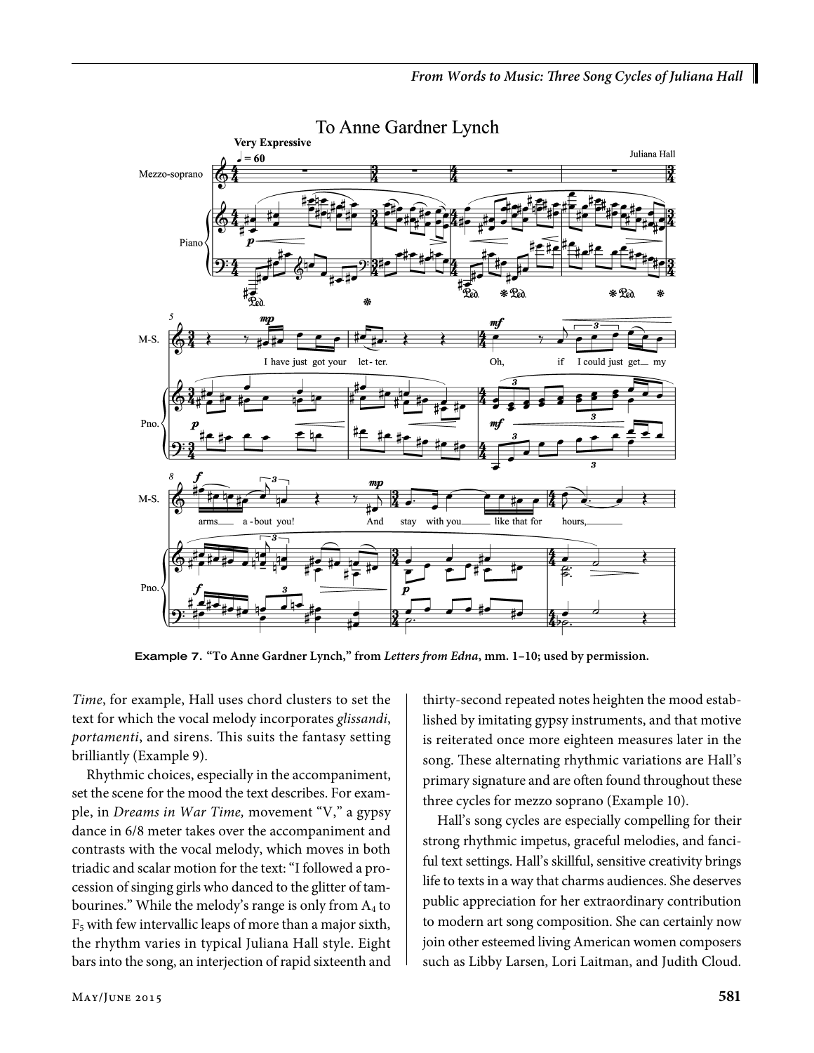Example 7. "To Anne Gardner Lynch," from *Letters from Edna*, mm. 1–10; used by permission.

*Time*, for example, Hall uses chord clusters to set the text for which the vocal melody incorporates *glissandi*, *portamenti*, and sirens. This suits the fantasy setting brilliantly (Example 9).

Rhythmic choices, especially in the accompaniment, set the scene for the mood the text describes. For example, in *Dreams in War Time,* movement "V," a gypsy dance in 6/8 meter takes over the accompaniment and contrasts with the vocal melody, which moves in both triadic and scalar motion for the text: "I followed a procession of singing girls who danced to the glitter of tambourines." While the melody's range is only from $A_4$ to $F_5$ with few intervallic leaps of more than a major sixth, the rhythm varies in typical Juliana Hall style. Eight bars into the song, an interjection of rapid sixteenth and thirty-second repeated notes heighten the mood established by imitating gypsy instruments, and that motive is reiterated once more eighteen measures later in the song. These alternating rhythmic variations are Hall's primary signature and are often found throughout these three cycles for mezzo soprano (Example 10).

Hall's song cycles are especially compelling for their strong rhythmic impetus, graceful melodies, and fanciful text settings. Hall's skillful, sensitive creativity brings life to texts in a way that charms audiences. She deserves public appreciation for her extraordinary contribution to modern art song composition. She can certainly now join other esteemed living American women composers such as Libby Larsen, Lori Laitman, and Judith Cloud.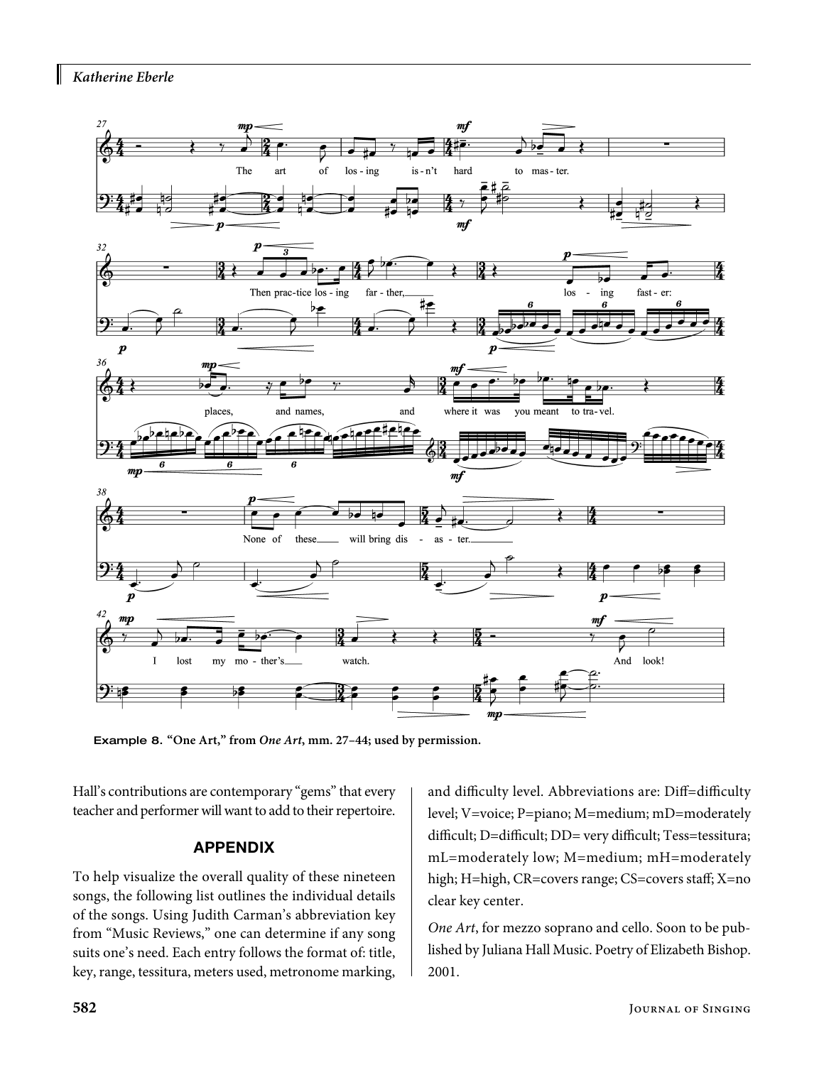Example 8. "One Art," from *One Art*, mm. 27–44; used by permission.

Hall's contributions are contemporary "gems" that every teacher and performer will want to add to their repertoire.

## APPENDIX

To help visualize the overall quality of these nineteen songs, the following list outlines the individual details of the songs. Using Judith Carman's abbreviation key from "Music Reviews," one can determine if any song suits one's need. Each entry follows the format of: title, key, range, tessitura, meters used, metronome marking, and difficulty level. Abbreviations are: Diff=difficulty level; V=voice; P=piano; M=medium; mD=moderately difficult; D=difficult; DD= very difficult; Tess=tessitura; mL=moderately low; M=medium; mH=moderately high; H=high, CR=covers range; CS=covers staff; X=no clear key center.

*One Art*, for mezzo soprano and cello. Soon to be published by Juliana Hall Music. Poetry of Elizabeth Bishop. 2001.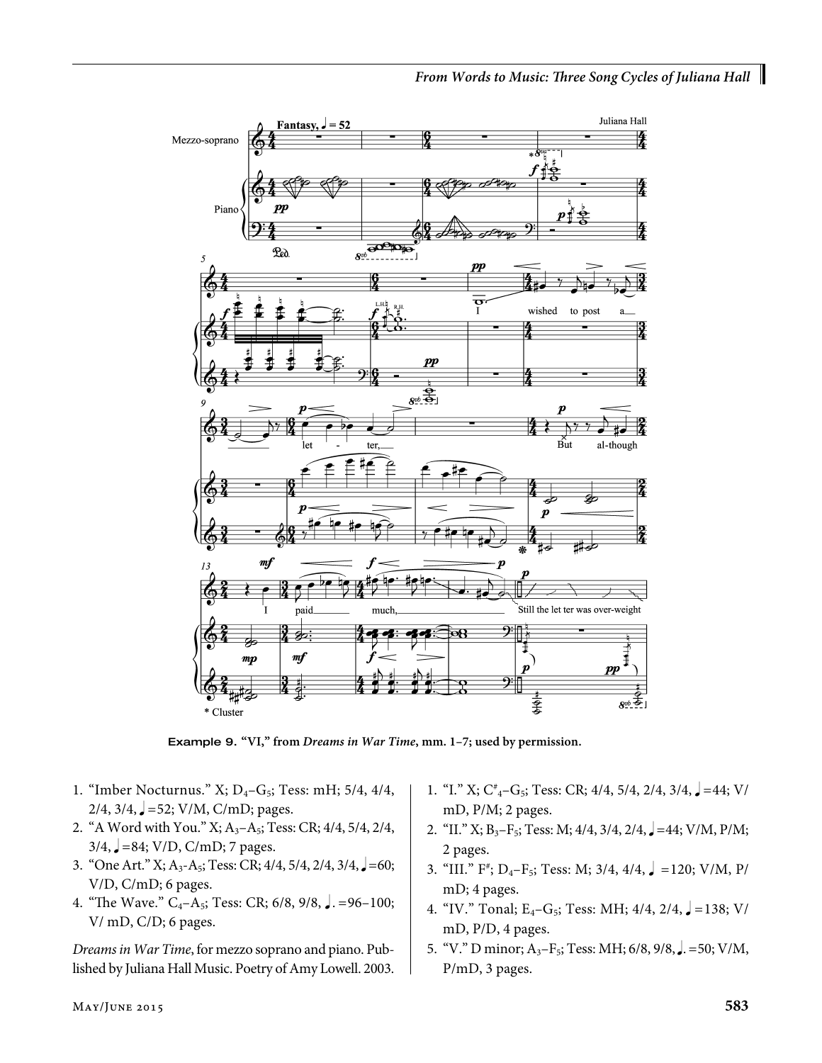Example 9. "VI," from *Dreams in War Time*, mm. 1–7; used by permission.

1. "Imber Nocturnus." X; $D_4$–$G_5$; Tess: mH; 5/4, 4/4, 2/4, 3/4, ♩=52; V/M, C/mD; pages.
2. "A Word with You." X; $A_3$–$A_5$; Tess: CR; 4/4, 5/4, 2/4, 3/4, ♩=84; V/D, C/mD; 7 pages.
3. "One Art." X; $A_3$-$A_5$; Tess: CR; 4/4, 5/4, 2/4, 3/4, ♩=60; V/D, C/mD; 6 pages.
4. "The Wave." $C_4$–$A_5$; Tess: CR; 6/8, 9/8, ♩. =96–100; V/ mD, C/D; 6 pages.

*Dreams in War Time*, for mezzo soprano and piano. Published by Juliana Hall Music. Poetry of Amy Lowell. 2003.

1. "I." X; $C^{\#}_4$–$G_5$; Tess: CR; 4/4, 5/4, 2/4, 3/4, ♩=44; V/ mD, P/M; 2 pages.
2. "II." X; $B_3$–$F_5$; Tess: M; 4/4, 3/4, 2/4, ♩=44; V/M, P/M; 2 pages.
3. "III." $F^{\#}$; $D_4$–$F_5$; Tess: M; 3/4, 4/4, ♩ =120; V/M, P/ mD; 4 pages.
4. "IV." Tonal; $E_4$–$G_5$; Tess: MH; 4/4, 2/4, ♩=138; V/ mD, P/D, 4 pages.
5. "V." D minor; $A_3$–$F_5$; Tess: MH; 6/8, 9/8, ♩. =50; V/M, P/mD, 3 pages.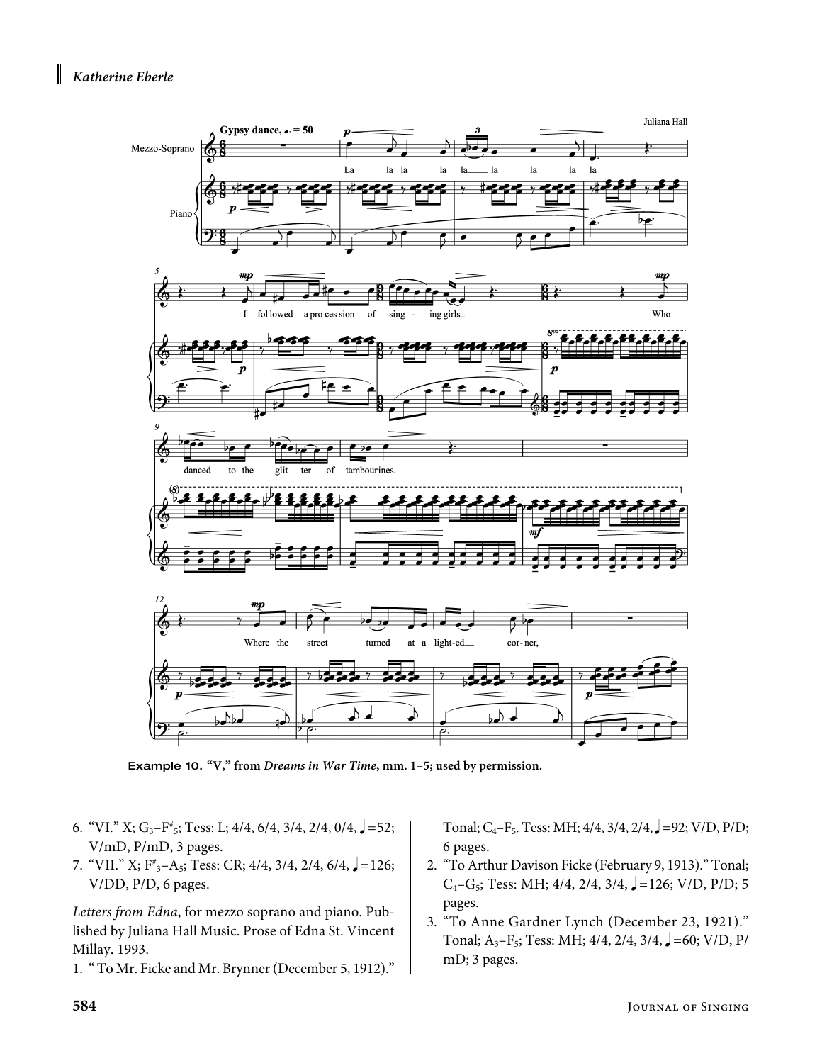Example 10. "V," from *Dreams in War Time*, mm. 1–5; used by permission.

6. "VI." X; $G_3$–$F^{\#}_5$; Tess: L; 4/4, 6/4, 3/4, 2/4, 0/4, ♩=52; V/mD, P/mD, 3 pages.
7. "VII." X; $F^{\#}_3$–$A_5$; Tess: CR; 4/4, 3/4, 2/4, 6/4, ♩=126; V/DD, P/D, 6 pages.

*Letters from Edna*, for mezzo soprano and piano. Published by Juliana Hall Music. Prose of Edna St. Vincent Millay. 1993.

1. " To Mr. Ficke and Mr. Brynner (December 5, 1912)." Tonal; $C_4$–$F_5$. Tess: MH; 4/4, 3/4, 2/4, ♩=92; V/D, P/D; 6 pages.
2. "To Arthur Davison Ficke (February 9, 1913)." Tonal; $C_4$–$G_5$; Tess: MH; 4/4, 2/4, 3/4, ♩=126; V/D, P/D; 5 pages.
3. "To Anne Gardner Lynch (December 23, 1921)." Tonal; $A_3$–$F_5$; Tess: MH; 4/4, 2/4, 3/4, ♩=60; V/D, P/mD; 3 pages.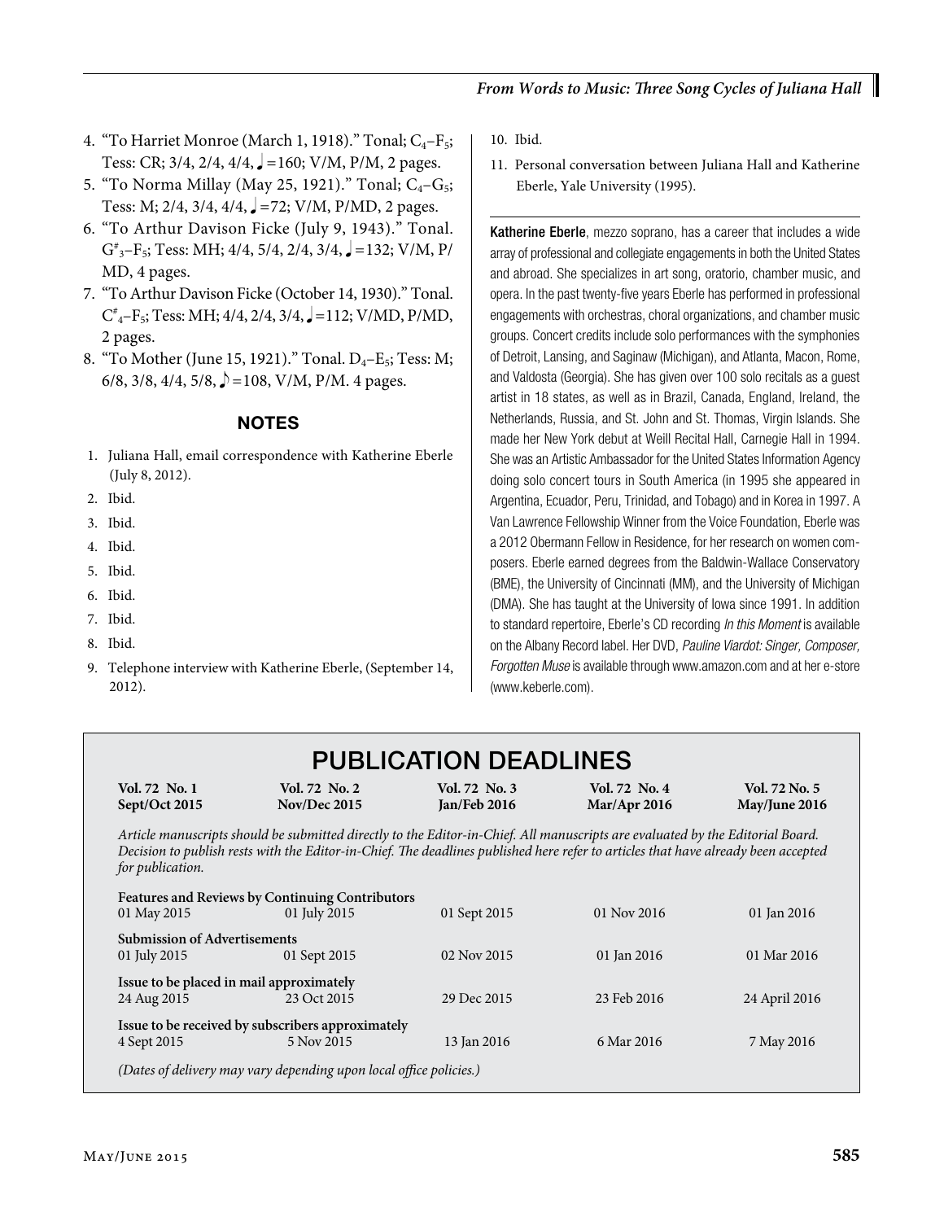4. "To Harriet Monroe (March 1, 1918)." Tonal; $C_4$–$F_5$; Tess: CR; 3/4, 2/4, 4/4, ♩=160; V/M, P/M, 2 pages.
5. "To Norma Millay (May 25, 1921)." Tonal; $C_4$–$G_5$; Tess: M; 2/4, 3/4, 4/4, ♩=72; V/M, P/MD, 2 pages.
6. "To Arthur Davison Ficke (July 9, 1943)." Tonal. $G^{\#}_3$–$F_5$; Tess: MH; 4/4, 5/4, 2/4, 3/4, ♩=132; V/M, P/MD, 4 pages.
7. "To Arthur Davison Ficke (October 14, 1930)." Tonal. $C^{\#}_4$–$F_5$; Tess: MH; 4/4, 2/4, 3/4, ♩=112; V/MD, P/MD, 2 pages.
8. "To Mother (June 15, 1921)." Tonal. $D_4$–$E_5$; Tess: M; 6/8, 3/8, 4/4, 5/8, ♪=108, V/M, P/M. 4 pages.

## NOTES

1. Juliana Hall, email correspondence with Katherine Eberle (July 8, 2012).
2. Ibid.
3. Ibid.
4. Ibid.
5. Ibid.
6. Ibid.
7. Ibid.
8. Ibid.
9. Telephone interview with Katherine Eberle, (September 14, 2012).
10. Ibid.
11. Personal conversation between Juliana Hall and Katherine Eberle, Yale University (1995).

---

**Katherine Eberle**, mezzo soprano, has a career that includes a wide array of professional and collegiate engagements in both the United States and abroad. She specializes in art song, oratorio, chamber music, and opera. In the past twenty-five years Eberle has performed in professional engagements with orchestras, choral organizations, and chamber music groups. Concert credits include solo performances with the symphonies of Detroit, Lansing, and Saginaw (Michigan), and Atlanta, Macon, Rome, and Valdosta (Georgia). She has given over 100 solo recitals as a guest artist in 18 states, as well as in Brazil, Canada, England, Ireland, the Netherlands, Russia, and St. John and St. Thomas, Virgin Islands. She made her New York debut at Weill Recital Hall, Carnegie Hall in 1994. She was an Artistic Ambassador for the United States Information Agency doing solo concert tours in South America (in 1995 she appeared in Argentina, Ecuador, Peru, Trinidad, and Tobago) and in Korea in 1997. A Van Lawrence Fellowship Winner from the Voice Foundation, Eberle was a 2012 Obermann Fellow in Residence, for her research on women composers. Eberle earned degrees from the Baldwin-Wallace Conservatory (BME), the University of Cincinnati (MM), and the University of Michigan (DMA). She has taught at the University of Iowa since 1991. In addition to standard repertoire, Eberle's CD recording *In this Moment* is available on the Albany Record label. Her DVD, *Pauline Viardot: Singer, Composer, Forgotten Muse* is available through www.amazon.com and at her e-store (www.keberle.com).

## PUBLICATION DEADLINES

| Vol. 72 No. 1 Sept/Oct 2015 | Vol. 72 No. 2 Nov/Dec 2015 | Vol. 72 No. 3 Jan/Feb 2016 | Vol. 72 No. 4 Mar/Apr 2016 | Vol. 72 No. 5 May/June 2016 |
|---|---|---|---|---|

*Article manuscripts should be submitted directly to the Editor-in-Chief. All manuscripts are evaluated by the Editorial Board. Decision to publish rests with the Editor-in-Chief. The deadlines published here refer to articles that have already been accepted for publication.*

| | | | | |
|---|---|---|---|---|
| **Features and Reviews by Continuing Contributors** | | | | |
| 01 May 2015 | 01 July 2015 | 01 Sept 2015 | 01 Nov 2016 | 01 Jan 2016 |
| **Submission of Advertisements** | | | | |
| 01 July 2015 | 01 Sept 2015 | 02 Nov 2015 | 01 Jan 2016 | 01 Mar 2016 |
| **Issue to be placed in mail approximately** | | | | |
| 24 Aug 2015 | 23 Oct 2015 | 29 Dec 2015 | 23 Feb 2016 | 24 April 2016 |
| **Issue to be received by subscribers approximately** | | | | |
| 4 Sept 2015 | 5 Nov 2015 | 13 Jan 2016 | 6 Mar 2016 | 7 May 2016 |

*(Dates of delivery may vary depending upon local office policies.)*